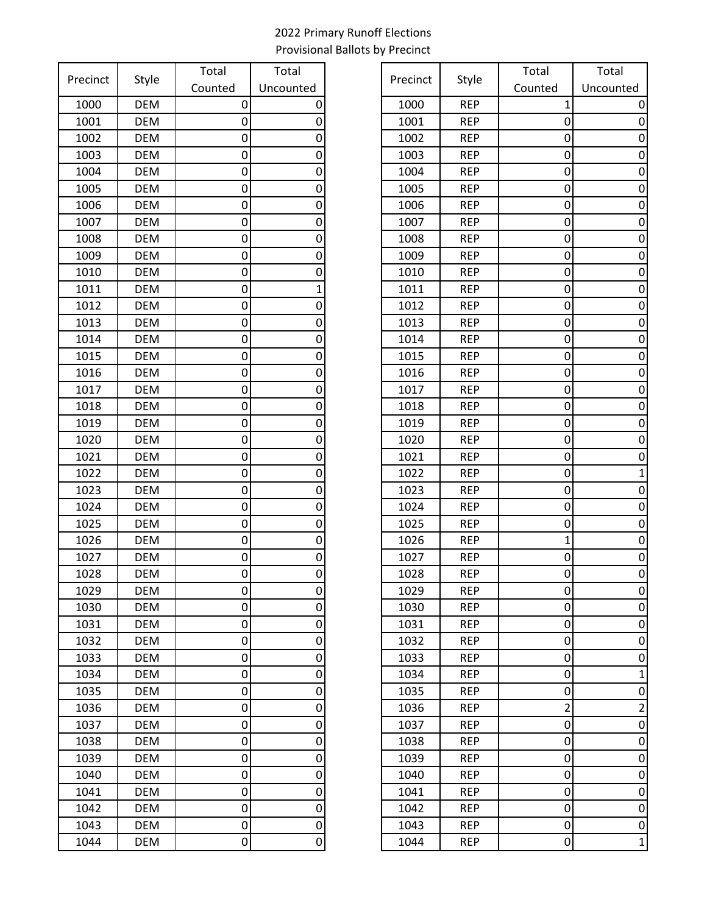2022 Primary Runoff Elections
Provisional Ballots by Precinct

| Precinct | Style | Total Counted | Total Uncounted |
|---|---|---|---|
| 1000 | DEM | 0 | 0 |
| 1001 | DEM | 0 | 0 |
| 1002 | DEM | 0 | 0 |
| 1003 | DEM | 0 | 0 |
| 1004 | DEM | 0 | 0 |
| 1005 | DEM | 0 | 0 |
| 1006 | DEM | 0 | 0 |
| 1007 | DEM | 0 | 0 |
| 1008 | DEM | 0 | 0 |
| 1009 | DEM | 0 | 0 |
| 1010 | DEM | 0 | 0 |
| 1011 | DEM | 0 | 1 |
| 1012 | DEM | 0 | 0 |
| 1013 | DEM | 0 | 0 |
| 1014 | DEM | 0 | 0 |
| 1015 | DEM | 0 | 0 |
| 1016 | DEM | 0 | 0 |
| 1017 | DEM | 0 | 0 |
| 1018 | DEM | 0 | 0 |
| 1019 | DEM | 0 | 0 |
| 1020 | DEM | 0 | 0 |
| 1021 | DEM | 0 | 0 |
| 1022 | DEM | 0 | 0 |
| 1023 | DEM | 0 | 0 |
| 1024 | DEM | 0 | 0 |
| 1025 | DEM | 0 | 0 |
| 1026 | DEM | 0 | 0 |
| 1027 | DEM | 0 | 0 |
| 1028 | DEM | 0 | 0 |
| 1029 | DEM | 0 | 0 |
| 1030 | DEM | 0 | 0 |
| 1031 | DEM | 0 | 0 |
| 1032 | DEM | 0 | 0 |
| 1033 | DEM | 0 | 0 |
| 1034 | DEM | 0 | 0 |
| 1035 | DEM | 0 | 0 |
| 1036 | DEM | 0 | 0 |
| 1037 | DEM | 0 | 0 |
| 1038 | DEM | 0 | 0 |
| 1039 | DEM | 0 | 0 |
| 1040 | DEM | 0 | 0 |
| 1041 | DEM | 0 | 0 |
| 1042 | DEM | 0 | 0 |
| 1043 | DEM | 0 | 0 |
| 1044 | DEM | 0 | 0 |

| Precinct | Style | Total Counted | Total Uncounted |
|---|---|---|---|
| 1000 | REP | 1 | 0 |
| 1001 | REP | 0 | 0 |
| 1002 | REP | 0 | 0 |
| 1003 | REP | 0 | 0 |
| 1004 | REP | 0 | 0 |
| 1005 | REP | 0 | 0 |
| 1006 | REP | 0 | 0 |
| 1007 | REP | 0 | 0 |
| 1008 | REP | 0 | 0 |
| 1009 | REP | 0 | 0 |
| 1010 | REP | 0 | 0 |
| 1011 | REP | 0 | 0 |
| 1012 | REP | 0 | 0 |
| 1013 | REP | 0 | 0 |
| 1014 | REP | 0 | 0 |
| 1015 | REP | 0 | 0 |
| 1016 | REP | 0 | 0 |
| 1017 | REP | 0 | 0 |
| 1018 | REP | 0 | 0 |
| 1019 | REP | 0 | 0 |
| 1020 | REP | 0 | 0 |
| 1021 | REP | 0 | 0 |
| 1022 | REP | 0 | 1 |
| 1023 | REP | 0 | 0 |
| 1024 | REP | 0 | 0 |
| 1025 | REP | 0 | 0 |
| 1026 | REP | 1 | 0 |
| 1027 | REP | 0 | 0 |
| 1028 | REP | 0 | 0 |
| 1029 | REP | 0 | 0 |
| 1030 | REP | 0 | 0 |
| 1031 | REP | 0 | 0 |
| 1032 | REP | 0 | 0 |
| 1033 | REP | 0 | 0 |
| 1034 | REP | 0 | 1 |
| 1035 | REP | 0 | 0 |
| 1036 | REP | 2 | 2 |
| 1037 | REP | 0 | 0 |
| 1038 | REP | 0 | 0 |
| 1039 | REP | 0 | 0 |
| 1040 | REP | 0 | 0 |
| 1041 | REP | 0 | 0 |
| 1042 | REP | 0 | 0 |
| 1043 | REP | 0 | 0 |
| 1044 | REP | 0 | 1 |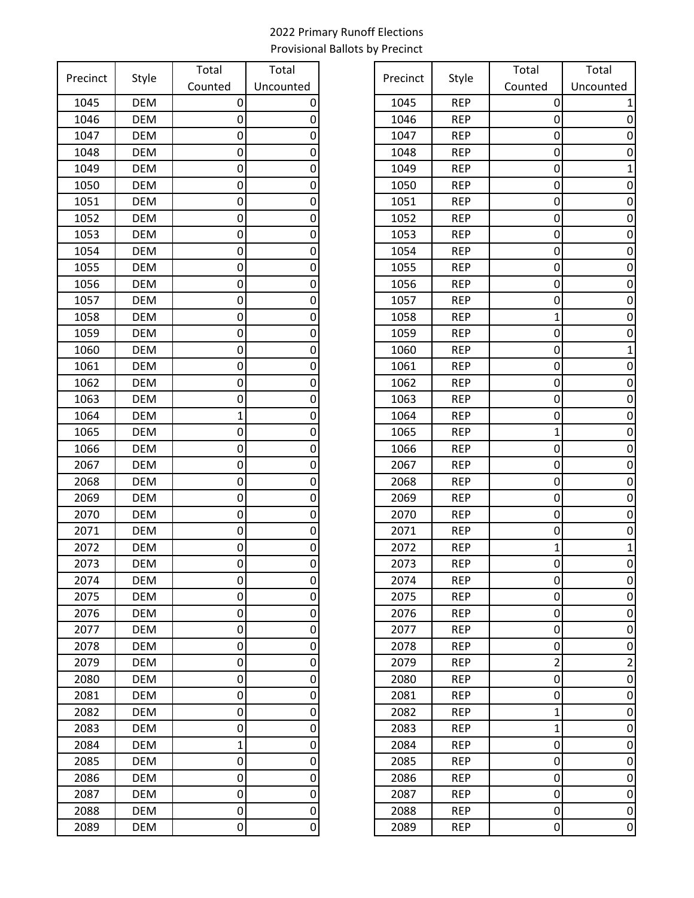2022 Primary Runoff Elections
Provisional Ballots by Precinct

| Precinct | Style | Total Counted | Total Uncounted |
|---|---|---|---|
| 1045 | DEM | 0 | 0 |
| 1046 | DEM | 0 | 0 |
| 1047 | DEM | 0 | 0 |
| 1048 | DEM | 0 | 0 |
| 1049 | DEM | 0 | 0 |
| 1050 | DEM | 0 | 0 |
| 1051 | DEM | 0 | 0 |
| 1052 | DEM | 0 | 0 |
| 1053 | DEM | 0 | 0 |
| 1054 | DEM | 0 | 0 |
| 1055 | DEM | 0 | 0 |
| 1056 | DEM | 0 | 0 |
| 1057 | DEM | 0 | 0 |
| 1058 | DEM | 0 | 0 |
| 1059 | DEM | 0 | 0 |
| 1060 | DEM | 0 | 0 |
| 1061 | DEM | 0 | 0 |
| 1062 | DEM | 0 | 0 |
| 1063 | DEM | 0 | 0 |
| 1064 | DEM | 1 | 0 |
| 1065 | DEM | 0 | 0 |
| 1066 | DEM | 0 | 0 |
| 2067 | DEM | 0 | 0 |
| 2068 | DEM | 0 | 0 |
| 2069 | DEM | 0 | 0 |
| 2070 | DEM | 0 | 0 |
| 2071 | DEM | 0 | 0 |
| 2072 | DEM | 0 | 0 |
| 2073 | DEM | 0 | 0 |
| 2074 | DEM | 0 | 0 |
| 2075 | DEM | 0 | 0 |
| 2076 | DEM | 0 | 0 |
| 2077 | DEM | 0 | 0 |
| 2078 | DEM | 0 | 0 |
| 2079 | DEM | 0 | 0 |
| 2080 | DEM | 0 | 0 |
| 2081 | DEM | 0 | 0 |
| 2082 | DEM | 0 | 0 |
| 2083 | DEM | 0 | 0 |
| 2084 | DEM | 1 | 0 |
| 2085 | DEM | 0 | 0 |
| 2086 | DEM | 0 | 0 |
| 2087 | DEM | 0 | 0 |
| 2088 | DEM | 0 | 0 |
| 2089 | DEM | 0 | 0 |

| Precinct | Style | Total Counted | Total Uncounted |
|---|---|---|---|
| 1045 | REP | 0 | 1 |
| 1046 | REP | 0 | 0 |
| 1047 | REP | 0 | 0 |
| 1048 | REP | 0 | 0 |
| 1049 | REP | 0 | 1 |
| 1050 | REP | 0 | 0 |
| 1051 | REP | 0 | 0 |
| 1052 | REP | 0 | 0 |
| 1053 | REP | 0 | 0 |
| 1054 | REP | 0 | 0 |
| 1055 | REP | 0 | 0 |
| 1056 | REP | 0 | 0 |
| 1057 | REP | 0 | 0 |
| 1058 | REP | 1 | 0 |
| 1059 | REP | 0 | 0 |
| 1060 | REP | 0 | 1 |
| 1061 | REP | 0 | 0 |
| 1062 | REP | 0 | 0 |
| 1063 | REP | 0 | 0 |
| 1064 | REP | 0 | 0 |
| 1065 | REP | 1 | 0 |
| 1066 | REP | 0 | 0 |
| 2067 | REP | 0 | 0 |
| 2068 | REP | 0 | 0 |
| 2069 | REP | 0 | 0 |
| 2070 | REP | 0 | 0 |
| 2071 | REP | 0 | 0 |
| 2072 | REP | 1 | 1 |
| 2073 | REP | 0 | 0 |
| 2074 | REP | 0 | 0 |
| 2075 | REP | 0 | 0 |
| 2076 | REP | 0 | 0 |
| 2077 | REP | 0 | 0 |
| 2078 | REP | 0 | 0 |
| 2079 | REP | 2 | 2 |
| 2080 | REP | 0 | 0 |
| 2081 | REP | 0 | 0 |
| 2082 | REP | 1 | 0 |
| 2083 | REP | 1 | 0 |
| 2084 | REP | 0 | 0 |
| 2085 | REP | 0 | 0 |
| 2086 | REP | 0 | 0 |
| 2087 | REP | 0 | 0 |
| 2088 | REP | 0 | 0 |
| 2089 | REP | 0 | 0 |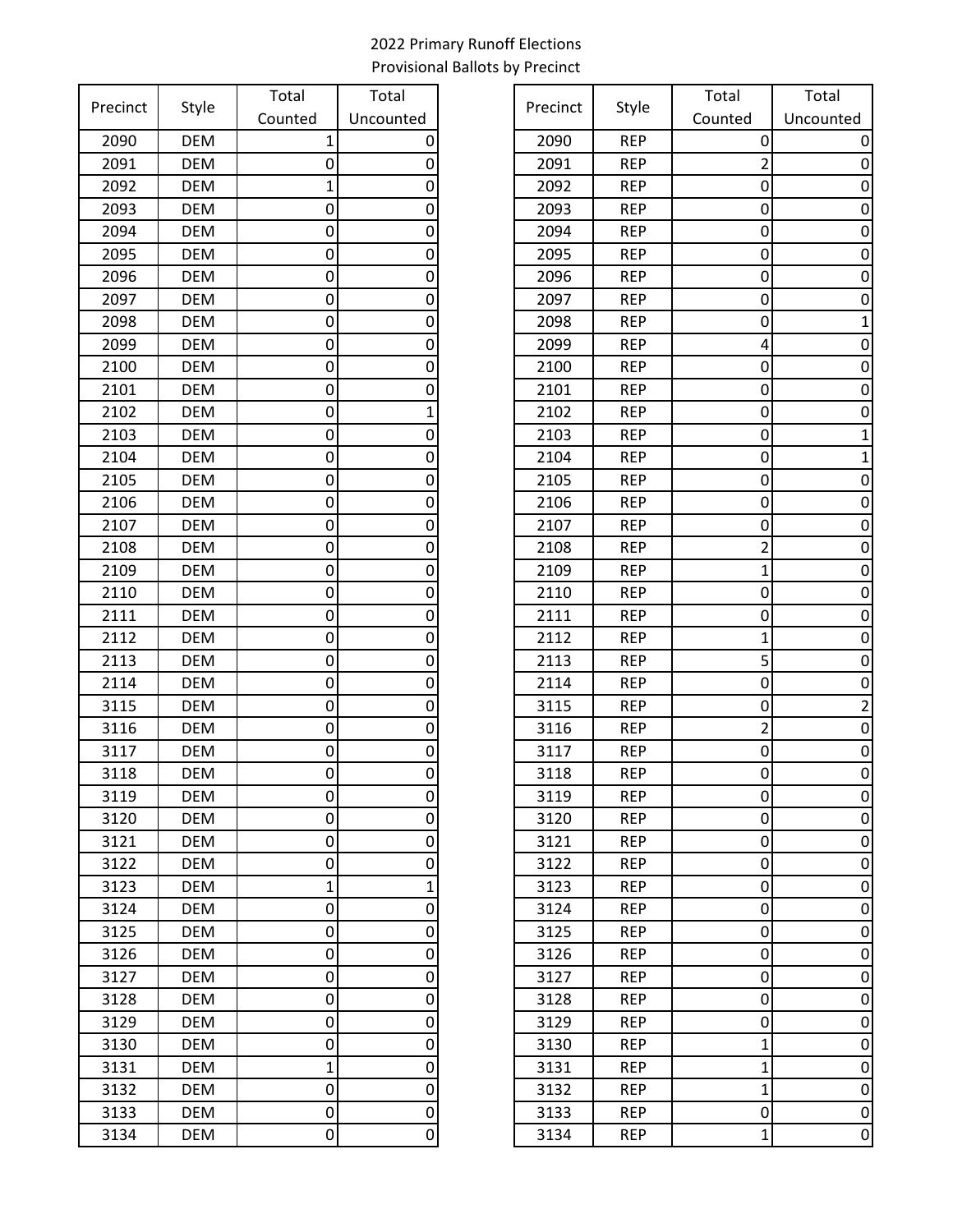2022 Primary Runoff Elections

Provisional Ballots by Precinct

| Precinct | Style | Total Counted | Total Uncounted |
|---|---|---|---|
| 2090 | DEM | 1 | 0 |
| 2091 | DEM | 0 | 0 |
| 2092 | DEM | 1 | 0 |
| 2093 | DEM | 0 | 0 |
| 2094 | DEM | 0 | 0 |
| 2095 | DEM | 0 | 0 |
| 2096 | DEM | 0 | 0 |
| 2097 | DEM | 0 | 0 |
| 2098 | DEM | 0 | 0 |
| 2099 | DEM | 0 | 0 |
| 2100 | DEM | 0 | 0 |
| 2101 | DEM | 0 | 0 |
| 2102 | DEM | 0 | 1 |
| 2103 | DEM | 0 | 0 |
| 2104 | DEM | 0 | 0 |
| 2105 | DEM | 0 | 0 |
| 2106 | DEM | 0 | 0 |
| 2107 | DEM | 0 | 0 |
| 2108 | DEM | 0 | 0 |
| 2109 | DEM | 0 | 0 |
| 2110 | DEM | 0 | 0 |
| 2111 | DEM | 0 | 0 |
| 2112 | DEM | 0 | 0 |
| 2113 | DEM | 0 | 0 |
| 2114 | DEM | 0 | 0 |
| 3115 | DEM | 0 | 0 |
| 3116 | DEM | 0 | 0 |
| 3117 | DEM | 0 | 0 |
| 3118 | DEM | 0 | 0 |
| 3119 | DEM | 0 | 0 |
| 3120 | DEM | 0 | 0 |
| 3121 | DEM | 0 | 0 |
| 3122 | DEM | 0 | 0 |
| 3123 | DEM | 1 | 1 |
| 3124 | DEM | 0 | 0 |
| 3125 | DEM | 0 | 0 |
| 3126 | DEM | 0 | 0 |
| 3127 | DEM | 0 | 0 |
| 3128 | DEM | 0 | 0 |
| 3129 | DEM | 0 | 0 |
| 3130 | DEM | 0 | 0 |
| 3131 | DEM | 1 | 0 |
| 3132 | DEM | 0 | 0 |
| 3133 | DEM | 0 | 0 |
| 3134 | DEM | 0 | 0 |

| Precinct | Style | Total Counted | Total Uncounted |
|---|---|---|---|
| 2090 | REP | 0 | 0 |
| 2091 | REP | 2 | 0 |
| 2092 | REP | 0 | 0 |
| 2093 | REP | 0 | 0 |
| 2094 | REP | 0 | 0 |
| 2095 | REP | 0 | 0 |
| 2096 | REP | 0 | 0 |
| 2097 | REP | 0 | 0 |
| 2098 | REP | 0 | 1 |
| 2099 | REP | 4 | 0 |
| 2100 | REP | 0 | 0 |
| 2101 | REP | 0 | 0 |
| 2102 | REP | 0 | 0 |
| 2103 | REP | 0 | 1 |
| 2104 | REP | 0 | 1 |
| 2105 | REP | 0 | 0 |
| 2106 | REP | 0 | 0 |
| 2107 | REP | 0 | 0 |
| 2108 | REP | 2 | 0 |
| 2109 | REP | 1 | 0 |
| 2110 | REP | 0 | 0 |
| 2111 | REP | 0 | 0 |
| 2112 | REP | 1 | 0 |
| 2113 | REP | 5 | 0 |
| 2114 | REP | 0 | 0 |
| 3115 | REP | 0 | 2 |
| 3116 | REP | 2 | 0 |
| 3117 | REP | 0 | 0 |
| 3118 | REP | 0 | 0 |
| 3119 | REP | 0 | 0 |
| 3120 | REP | 0 | 0 |
| 3121 | REP | 0 | 0 |
| 3122 | REP | 0 | 0 |
| 3123 | REP | 0 | 0 |
| 3124 | REP | 0 | 0 |
| 3125 | REP | 0 | 0 |
| 3126 | REP | 0 | 0 |
| 3127 | REP | 0 | 0 |
| 3128 | REP | 0 | 0 |
| 3129 | REP | 0 | 0 |
| 3130 | REP | 1 | 0 |
| 3131 | REP | 1 | 0 |
| 3132 | REP | 1 | 0 |
| 3133 | REP | 0 | 0 |
| 3134 | REP | 1 | 0 |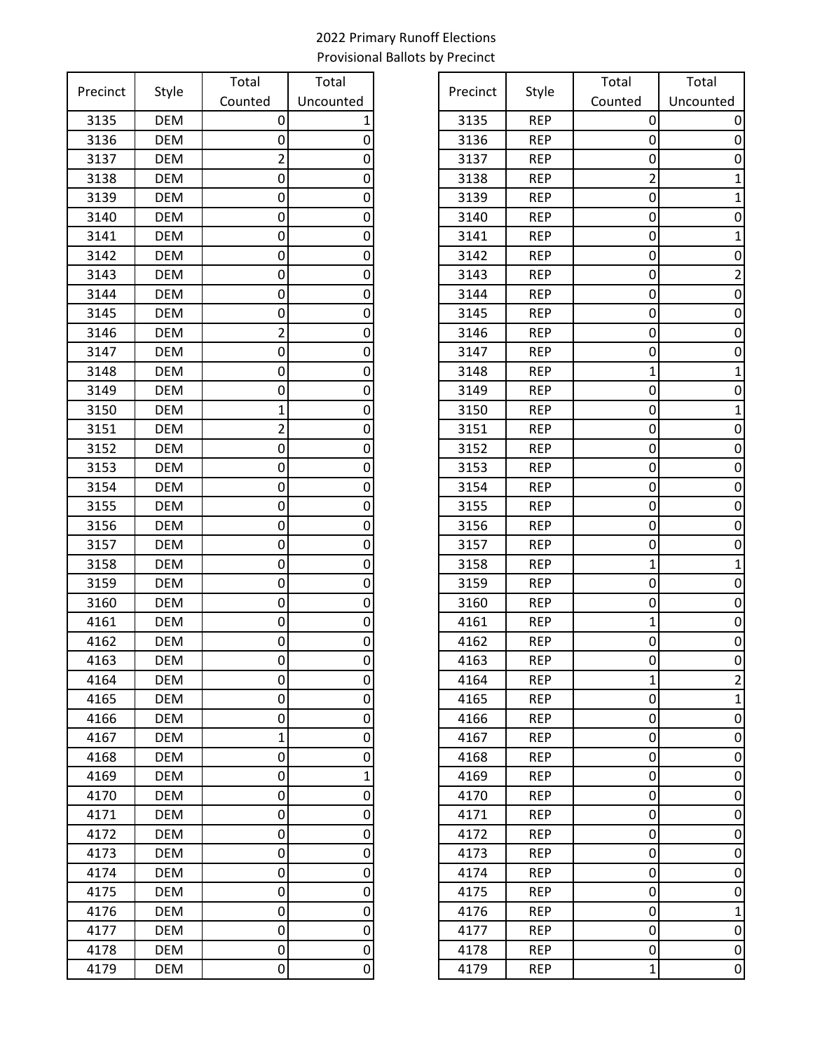2022 Primary Runoff Elections
Provisional Ballots by Precinct

| Precinct | Style | Total Counted | Total Uncounted |
|---|---|---|---|
| 3135 | DEM | 0 | 1 |
| 3136 | DEM | 0 | 0 |
| 3137 | DEM | 2 | 0 |
| 3138 | DEM | 0 | 0 |
| 3139 | DEM | 0 | 0 |
| 3140 | DEM | 0 | 0 |
| 3141 | DEM | 0 | 0 |
| 3142 | DEM | 0 | 0 |
| 3143 | DEM | 0 | 0 |
| 3144 | DEM | 0 | 0 |
| 3145 | DEM | 0 | 0 |
| 3146 | DEM | 2 | 0 |
| 3147 | DEM | 0 | 0 |
| 3148 | DEM | 0 | 0 |
| 3149 | DEM | 0 | 0 |
| 3150 | DEM | 1 | 0 |
| 3151 | DEM | 2 | 0 |
| 3152 | DEM | 0 | 0 |
| 3153 | DEM | 0 | 0 |
| 3154 | DEM | 0 | 0 |
| 3155 | DEM | 0 | 0 |
| 3156 | DEM | 0 | 0 |
| 3157 | DEM | 0 | 0 |
| 3158 | DEM | 0 | 0 |
| 3159 | DEM | 0 | 0 |
| 3160 | DEM | 0 | 0 |
| 4161 | DEM | 0 | 0 |
| 4162 | DEM | 0 | 0 |
| 4163 | DEM | 0 | 0 |
| 4164 | DEM | 0 | 0 |
| 4165 | DEM | 0 | 0 |
| 4166 | DEM | 0 | 0 |
| 4167 | DEM | 1 | 0 |
| 4168 | DEM | 0 | 0 |
| 4169 | DEM | 0 | 1 |
| 4170 | DEM | 0 | 0 |
| 4171 | DEM | 0 | 0 |
| 4172 | DEM | 0 | 0 |
| 4173 | DEM | 0 | 0 |
| 4174 | DEM | 0 | 0 |
| 4175 | DEM | 0 | 0 |
| 4176 | DEM | 0 | 0 |
| 4177 | DEM | 0 | 0 |
| 4178 | DEM | 0 | 0 |
| 4179 | DEM | 0 | 0 |

| Precinct | Style | Total Counted | Total Uncounted |
|---|---|---|---|
| 3135 | REP | 0 | 0 |
| 3136 | REP | 0 | 0 |
| 3137 | REP | 0 | 0 |
| 3138 | REP | 2 | 1 |
| 3139 | REP | 0 | 1 |
| 3140 | REP | 0 | 0 |
| 3141 | REP | 0 | 1 |
| 3142 | REP | 0 | 0 |
| 3143 | REP | 0 | 2 |
| 3144 | REP | 0 | 0 |
| 3145 | REP | 0 | 0 |
| 3146 | REP | 0 | 0 |
| 3147 | REP | 0 | 0 |
| 3148 | REP | 1 | 1 |
| 3149 | REP | 0 | 0 |
| 3150 | REP | 0 | 1 |
| 3151 | REP | 0 | 0 |
| 3152 | REP | 0 | 0 |
| 3153 | REP | 0 | 0 |
| 3154 | REP | 0 | 0 |
| 3155 | REP | 0 | 0 |
| 3156 | REP | 0 | 0 |
| 3157 | REP | 0 | 0 |
| 3158 | REP | 1 | 1 |
| 3159 | REP | 0 | 0 |
| 3160 | REP | 0 | 0 |
| 4161 | REP | 1 | 0 |
| 4162 | REP | 0 | 0 |
| 4163 | REP | 0 | 0 |
| 4164 | REP | 1 | 2 |
| 4165 | REP | 0 | 1 |
| 4166 | REP | 0 | 0 |
| 4167 | REP | 0 | 0 |
| 4168 | REP | 0 | 0 |
| 4169 | REP | 0 | 0 |
| 4170 | REP | 0 | 0 |
| 4171 | REP | 0 | 0 |
| 4172 | REP | 0 | 0 |
| 4173 | REP | 0 | 0 |
| 4174 | REP | 0 | 0 |
| 4175 | REP | 0 | 0 |
| 4176 | REP | 0 | 1 |
| 4177 | REP | 0 | 0 |
| 4178 | REP | 0 | 0 |
| 4179 | REP | 1 | 0 |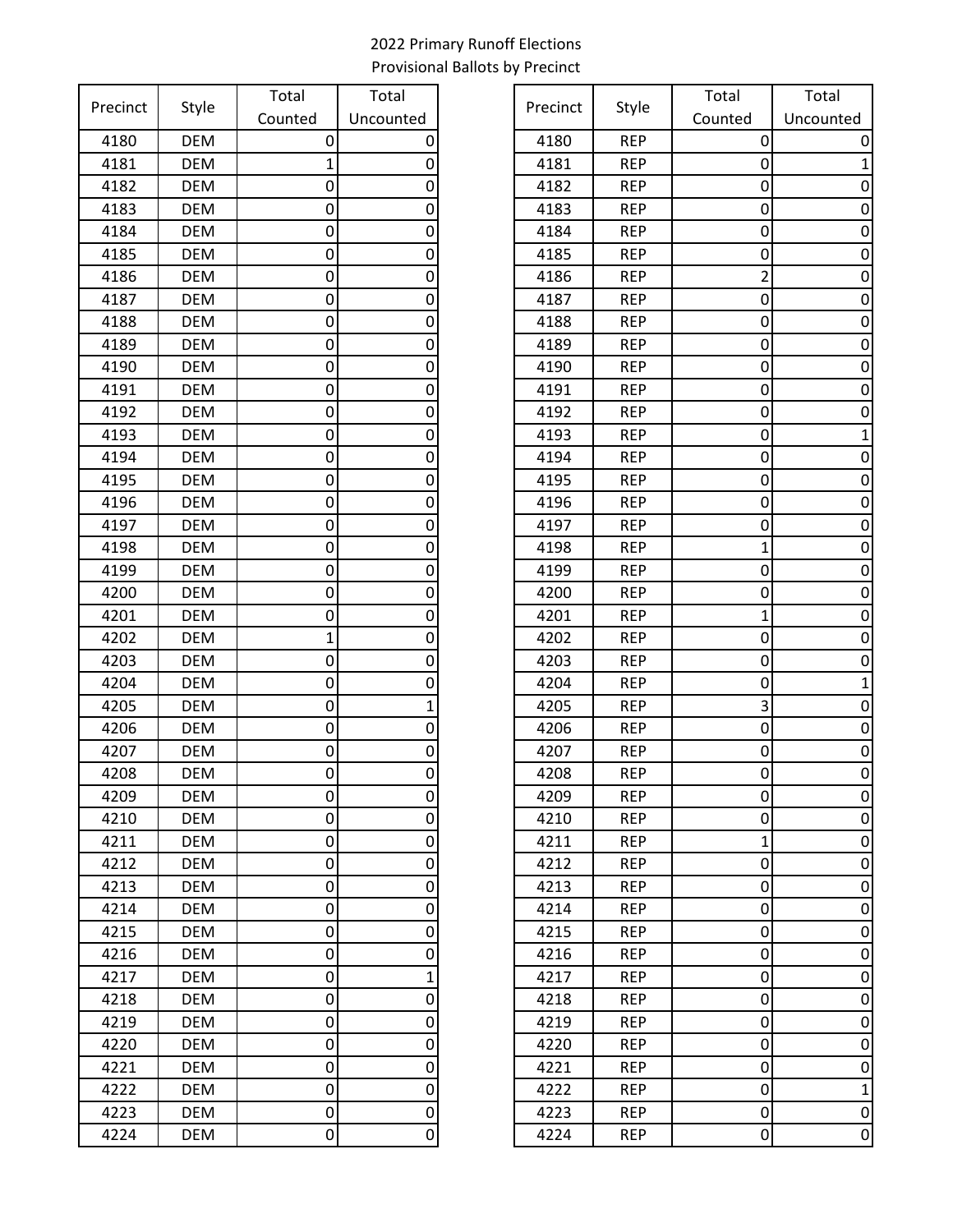2022 Primary Runoff Elections
Provisional Ballots by Precinct

| Precinct | Style | Total Counted | Total Uncounted |
|---|---|---|---|
| 4180 | DEM | 0 | 0 |
| 4181 | DEM | 1 | 0 |
| 4182 | DEM | 0 | 0 |
| 4183 | DEM | 0 | 0 |
| 4184 | DEM | 0 | 0 |
| 4185 | DEM | 0 | 0 |
| 4186 | DEM | 0 | 0 |
| 4187 | DEM | 0 | 0 |
| 4188 | DEM | 0 | 0 |
| 4189 | DEM | 0 | 0 |
| 4190 | DEM | 0 | 0 |
| 4191 | DEM | 0 | 0 |
| 4192 | DEM | 0 | 0 |
| 4193 | DEM | 0 | 0 |
| 4194 | DEM | 0 | 0 |
| 4195 | DEM | 0 | 0 |
| 4196 | DEM | 0 | 0 |
| 4197 | DEM | 0 | 0 |
| 4198 | DEM | 0 | 0 |
| 4199 | DEM | 0 | 0 |
| 4200 | DEM | 0 | 0 |
| 4201 | DEM | 0 | 0 |
| 4202 | DEM | 1 | 0 |
| 4203 | DEM | 0 | 0 |
| 4204 | DEM | 0 | 0 |
| 4205 | DEM | 0 | 1 |
| 4206 | DEM | 0 | 0 |
| 4207 | DEM | 0 | 0 |
| 4208 | DEM | 0 | 0 |
| 4209 | DEM | 0 | 0 |
| 4210 | DEM | 0 | 0 |
| 4211 | DEM | 0 | 0 |
| 4212 | DEM | 0 | 0 |
| 4213 | DEM | 0 | 0 |
| 4214 | DEM | 0 | 0 |
| 4215 | DEM | 0 | 0 |
| 4216 | DEM | 0 | 0 |
| 4217 | DEM | 0 | 1 |
| 4218 | DEM | 0 | 0 |
| 4219 | DEM | 0 | 0 |
| 4220 | DEM | 0 | 0 |
| 4221 | DEM | 0 | 0 |
| 4222 | DEM | 0 | 0 |
| 4223 | DEM | 0 | 0 |
| 4224 | DEM | 0 | 0 |

| Precinct | Style | Total Counted | Total Uncounted |
|---|---|---|---|
| 4180 | REP | 0 | 0 |
| 4181 | REP | 0 | 1 |
| 4182 | REP | 0 | 0 |
| 4183 | REP | 0 | 0 |
| 4184 | REP | 0 | 0 |
| 4185 | REP | 0 | 0 |
| 4186 | REP | 2 | 0 |
| 4187 | REP | 0 | 0 |
| 4188 | REP | 0 | 0 |
| 4189 | REP | 0 | 0 |
| 4190 | REP | 0 | 0 |
| 4191 | REP | 0 | 0 |
| 4192 | REP | 0 | 0 |
| 4193 | REP | 0 | 1 |
| 4194 | REP | 0 | 0 |
| 4195 | REP | 0 | 0 |
| 4196 | REP | 0 | 0 |
| 4197 | REP | 0 | 0 |
| 4198 | REP | 1 | 0 |
| 4199 | REP | 0 | 0 |
| 4200 | REP | 0 | 0 |
| 4201 | REP | 1 | 0 |
| 4202 | REP | 0 | 0 |
| 4203 | REP | 0 | 0 |
| 4204 | REP | 0 | 1 |
| 4205 | REP | 3 | 0 |
| 4206 | REP | 0 | 0 |
| 4207 | REP | 0 | 0 |
| 4208 | REP | 0 | 0 |
| 4209 | REP | 0 | 0 |
| 4210 | REP | 0 | 0 |
| 4211 | REP | 1 | 0 |
| 4212 | REP | 0 | 0 |
| 4213 | REP | 0 | 0 |
| 4214 | REP | 0 | 0 |
| 4215 | REP | 0 | 0 |
| 4216 | REP | 0 | 0 |
| 4217 | REP | 0 | 0 |
| 4218 | REP | 0 | 0 |
| 4219 | REP | 0 | 0 |
| 4220 | REP | 0 | 0 |
| 4221 | REP | 0 | 0 |
| 4222 | REP | 0 | 1 |
| 4223 | REP | 0 | 0 |
| 4224 | REP | 0 | 0 |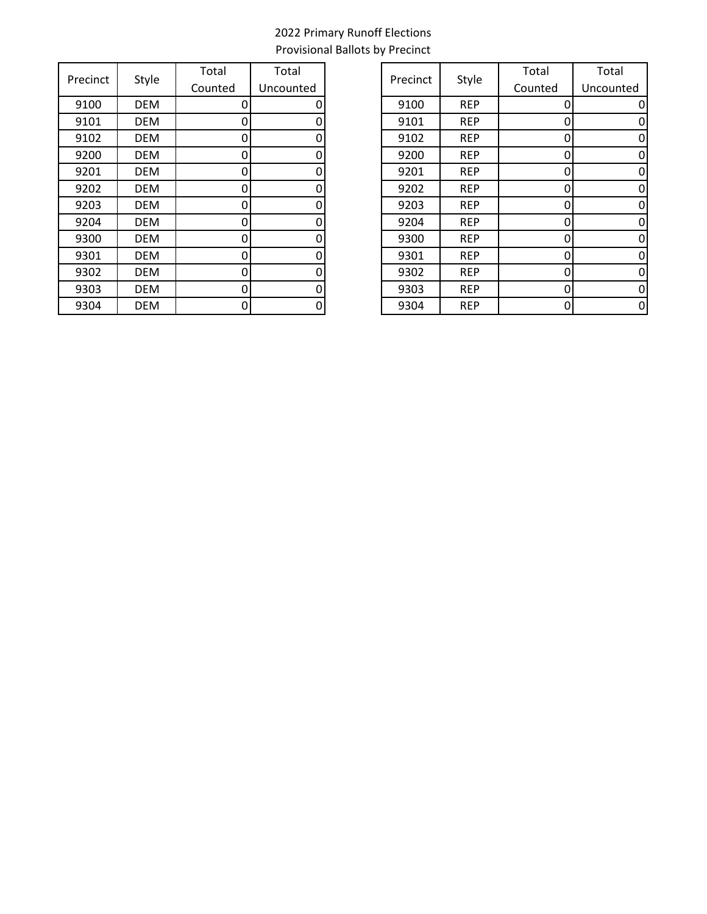2022 Primary Runoff Elections
Provisional Ballots by Precinct

| Precinct | Style | Total Counted | Total Uncounted |
|---|---|---|---|
| 9100 | DEM | 0 | 0 |
| 9101 | DEM | 0 | 0 |
| 9102 | DEM | 0 | 0 |
| 9200 | DEM | 0 | 0 |
| 9201 | DEM | 0 | 0 |
| 9202 | DEM | 0 | 0 |
| 9203 | DEM | 0 | 0 |
| 9204 | DEM | 0 | 0 |
| 9300 | DEM | 0 | 0 |
| 9301 | DEM | 0 | 0 |
| 9302 | DEM | 0 | 0 |
| 9303 | DEM | 0 | 0 |
| 9304 | DEM | 0 | 0 |

| Precinct | Style | Total Counted | Total Uncounted |
|---|---|---|---|
| 9100 | REP | 0 | 0 |
| 9101 | REP | 0 | 0 |
| 9102 | REP | 0 | 0 |
| 9200 | REP | 0 | 0 |
| 9201 | REP | 0 | 0 |
| 9202 | REP | 0 | 0 |
| 9203 | REP | 0 | 0 |
| 9204 | REP | 0 | 0 |
| 9300 | REP | 0 | 0 |
| 9301 | REP | 0 | 0 |
| 9302 | REP | 0 | 0 |
| 9303 | REP | 0 | 0 |
| 9304 | REP | 0 | 0 |